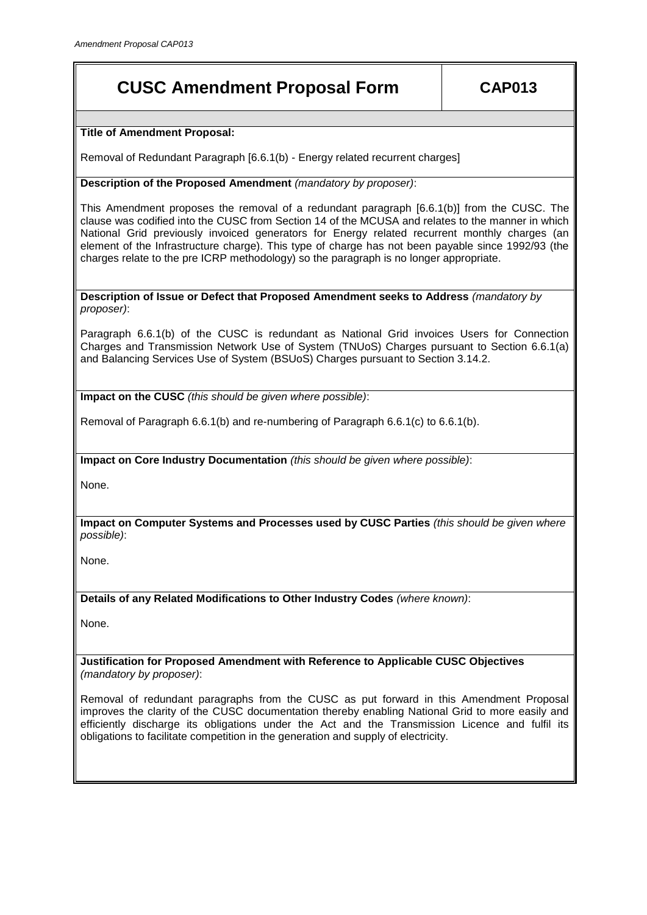# CUSC Amendment Proposal Form — CAP013

**Title of Amendment Proposal:**

Removal of Redundant Paragraph [6.6.1(b) - Energy related recurrent charges]

**Description of the Proposed Amendment** *(mandatory by proposer)*:

This Amendment proposes the removal of a redundant paragraph [6.6.1(b)] from the CUSC. The clause was codified into the CUSC from Section 14 of the MCUSA and relates to the manner in which National Grid previously invoiced generators for Energy related recurrent monthly charges (an element of the Infrastructure charge). This type of charge has not been payable since 1992/93 (the charges relate to the pre ICRP methodology) so the paragraph is no longer appropriate.

**Description of Issue or Defect that Proposed Amendment seeks to Address** *(mandatory by proposer)*:

Paragraph 6.6.1(b) of the CUSC is redundant as National Grid invoices Users for Connection Charges and Transmission Network Use of System (TNUoS) Charges pursuant to Section 6.6.1(a) and Balancing Services Use of System (BSUoS) Charges pursuant to Section 3.14.2.

**Impact on the CUSC** *(this should be given where possible)*:

Removal of Paragraph 6.6.1(b) and re-numbering of Paragraph 6.6.1(c) to 6.6.1(b).

**Impact on Core Industry Documentation** *(this should be given where possible)*:

None.

**Impact on Computer Systems and Processes used by CUSC Parties** *(this should be given where possible)*:

None.

**Details of any Related Modifications to Other Industry Codes** *(where known)*:

None.

**Justification for Proposed Amendment with Reference to Applicable CUSC Objectives** *(mandatory by proposer)*:

Removal of redundant paragraphs from the CUSC as put forward in this Amendment Proposal improves the clarity of the CUSC documentation thereby enabling National Grid to more easily and efficiently discharge its obligations under the Act and the Transmission Licence and fulfil its obligations to facilitate competition in the generation and supply of electricity.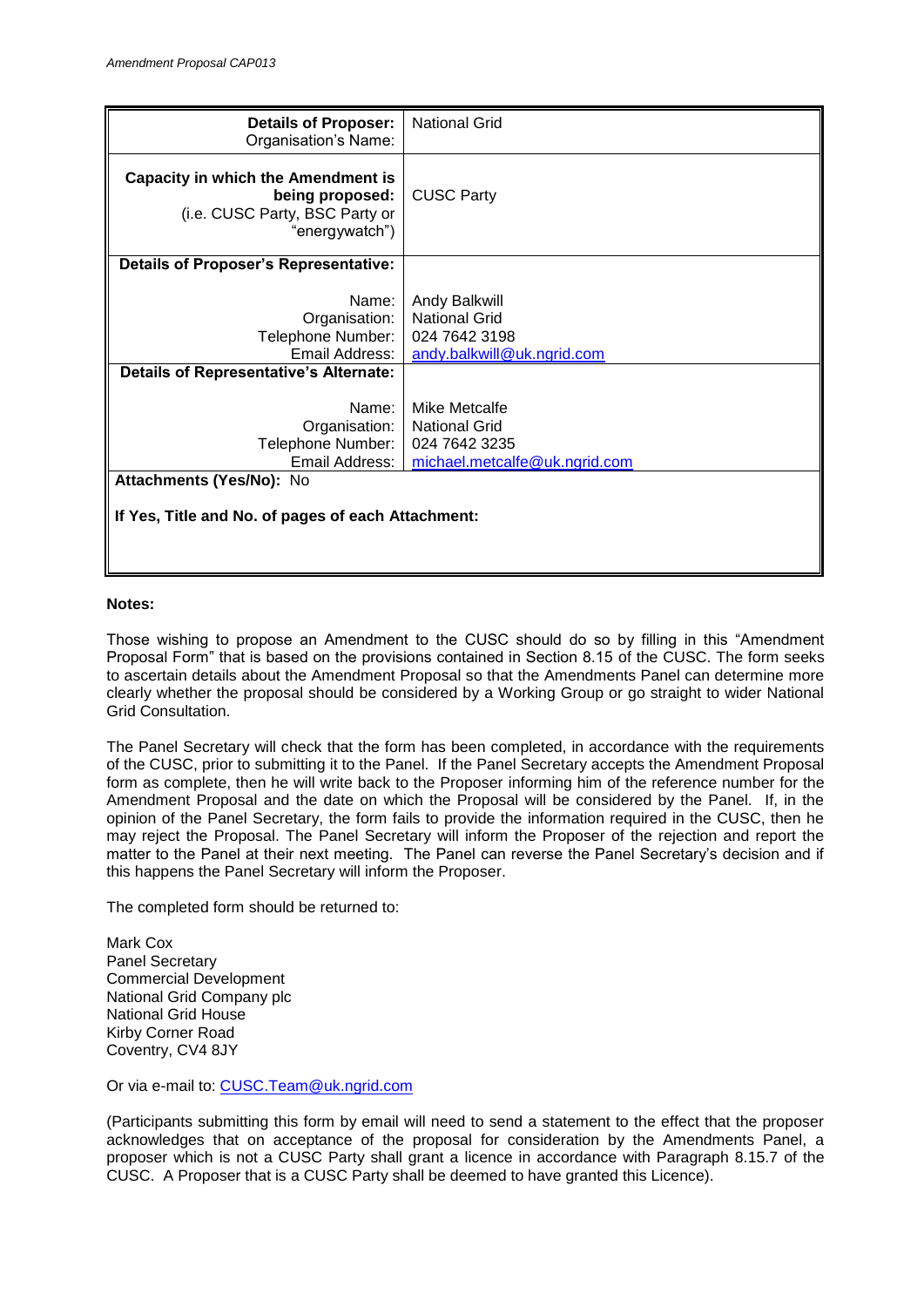| | |
|---|---|
| **Details of Proposer:** Organisation's Name: | National Grid |
| **Capacity in which the Amendment is being proposed:** (i.e. CUSC Party, BSC Party or "energywatch") | CUSC Party |
| **Details of Proposer's Representative:** | |
| Name: Organisation: Telephone Number: Email Address: | Andy Balkwill National Grid 024 7642 3198 andy.balkwill@uk.ngrid.com |
| **Details of Representative's Alternate:** | |
| Name: Organisation: Telephone Number: Email Address: | Mike Metcalfe National Grid 024 7642 3235 michael.metcalfe@uk.ngrid.com |
| **Attachments (Yes/No):** No **If Yes, Title and No. of pages of each Attachment:** | |

**Notes:**

Those wishing to propose an Amendment to the CUSC should do so by filling in this "Amendment Proposal Form" that is based on the provisions contained in Section 8.15 of the CUSC. The form seeks to ascertain details about the Amendment Proposal so that the Amendments Panel can determine more clearly whether the proposal should be considered by a Working Group or go straight to wider National Grid Consultation.

The Panel Secretary will check that the form has been completed, in accordance with the requirements of the CUSC, prior to submitting it to the Panel. If the Panel Secretary accepts the Amendment Proposal form as complete, then he will write back to the Proposer informing him of the reference number for the Amendment Proposal and the date on which the Proposal will be considered by the Panel. If, in the opinion of the Panel Secretary, the form fails to provide the information required in the CUSC, then he may reject the Proposal. The Panel Secretary will inform the Proposer of the rejection and report the matter to the Panel at their next meeting. The Panel can reverse the Panel Secretary's decision and if this happens the Panel Secretary will inform the Proposer.

The completed form should be returned to:

Mark Cox
Panel Secretary
Commercial Development
National Grid Company plc
National Grid House
Kirby Corner Road
Coventry, CV4 8JY

Or via e-mail to: CUSC.Team@uk.ngrid.com

(Participants submitting this form by email will need to send a statement to the effect that the proposer acknowledges that on acceptance of the proposal for consideration by the Amendments Panel, a proposer which is not a CUSC Party shall grant a licence in accordance with Paragraph 8.15.7 of the CUSC. A Proposer that is a CUSC Party shall be deemed to have granted this Licence).